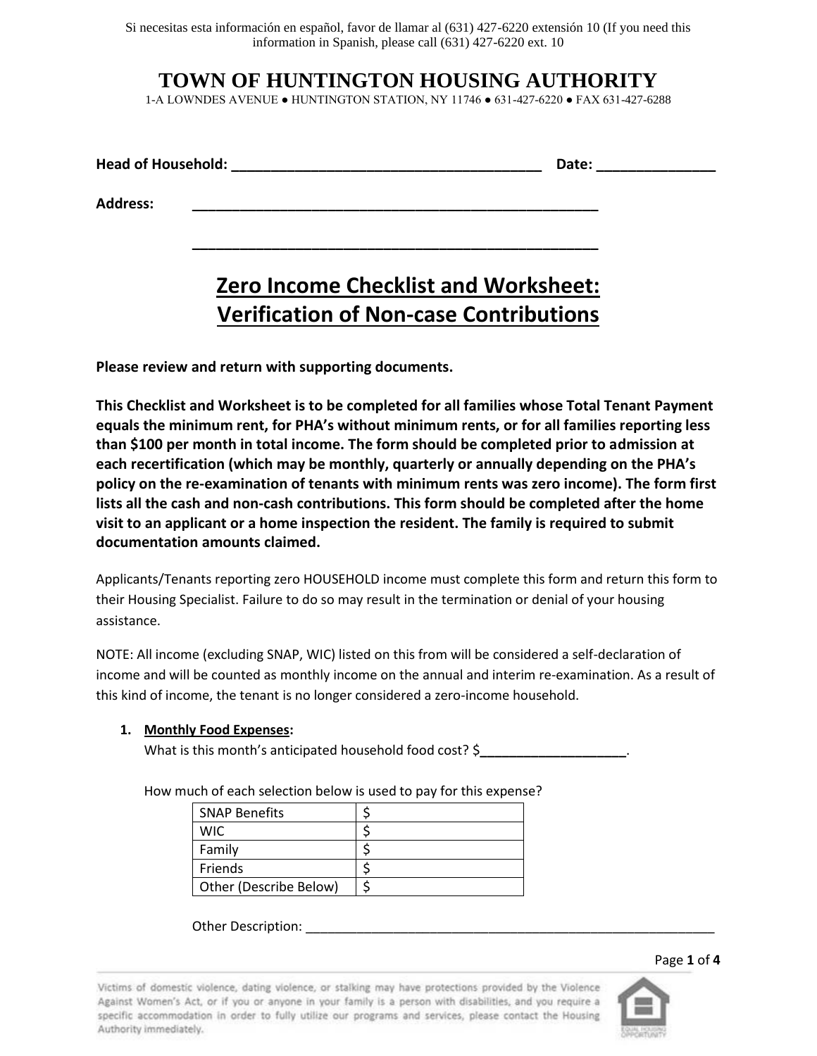Si necesitas esta información en español, favor de llamar al (631) 427-6220 extensión 10 (If you need this information in Spanish, please call (631) 427-6220 ext. 10

# TOWN OF HUNTINGTON HOUSING AUTHORITY

1-A LOWNDES AVENUE ● HUNTINGTON STATION, NY 11746 ● 631-427-6220 ● FAX 631-427-6288

**Head of Household:** ________________________________________ **Date:** _______________

**Address:** ________________________________________________________

________________________________________________________

## Zero Income Checklist and Worksheet: Verification of Non-case Contributions

**Please review and return with supporting documents.**

**This Checklist and Worksheet is to be completed for all families whose Total Tenant Payment equals the minimum rent, for PHA's without minimum rents, or for all families reporting less than $100 per month in total income. The form should be completed prior to admission at each recertification (which may be monthly, quarterly or annually depending on the PHA's policy on the re-examination of tenants with minimum rents was zero income). The form first lists all the cash and non-cash contributions. This form should be completed after the home visit to an applicant or a home inspection the resident. The family is required to submit documentation amounts claimed.**

Applicants/Tenants reporting zero HOUSEHOLD income must complete this form and return this form to their Housing Specialist. Failure to do so may result in the termination or denial of your housing assistance.

NOTE: All income (excluding SNAP, WIC) listed on this from will be considered a self-declaration of income and will be counted as monthly income on the annual and interim re-examination. As a result of this kind of income, the tenant is no longer considered a zero-income household.

1. **Monthly Food Expenses:**
   What is this month's anticipated household food cost? $____________________.

   How much of each selection below is used to pay for this expense?

| | |
|---|---|
| SNAP Benefits | $ |
| WIC | $ |
| Family | $ |
| Friends | $ |
| Other (Describe Below) | $ |

   Other Description: __________________________________________________________

Victims of domestic violence, dating violence, or stalking may have protections provided by the Violence Against Women's Act, or if you or anyone in your family is a person with disabilities, and you require a specific accommodation in order to fully utilize our programs and services, please contact the Housing Authority immediately.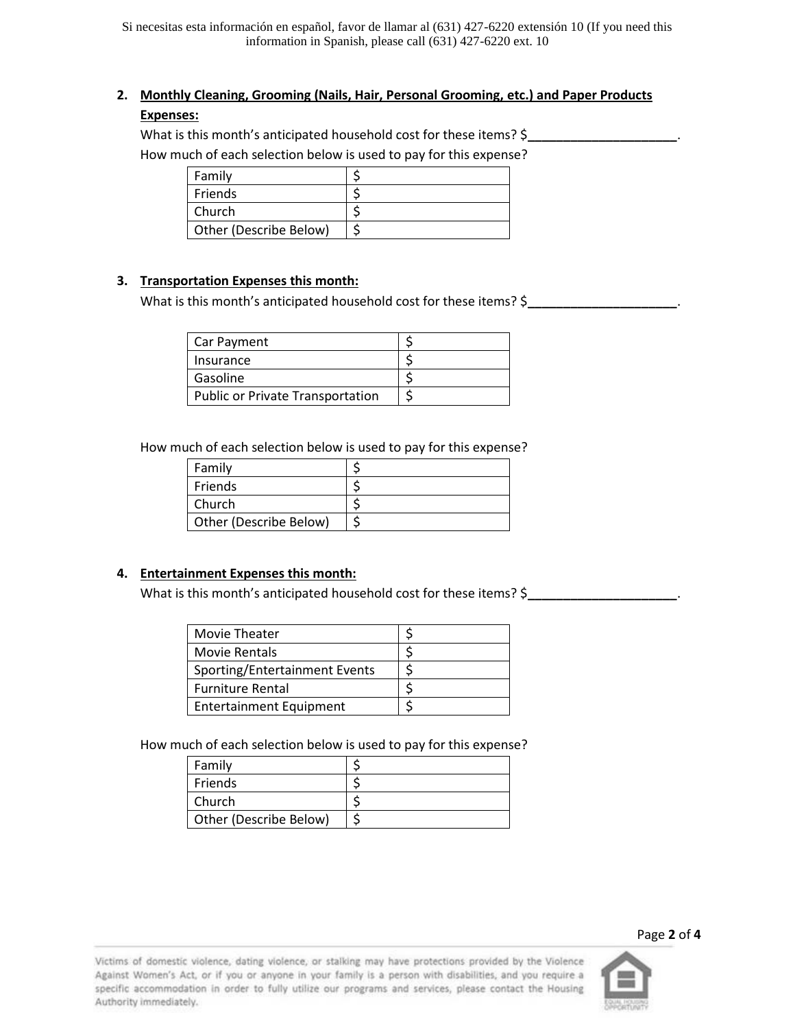Si necesitas esta información en español, favor de llamar al (631) 427-6220 extensión 10 (If you need this information in Spanish, please call (631) 427-6220 ext. 10

2. **Monthly Cleaning, Grooming (Nails, Hair, Personal Grooming, etc.) and Paper Products Expenses:**

   What is this month's anticipated household cost for these items? $\_\_\_\_\_\_\_\_\_\_\_\_\_\_\_\_\_\_\_\_\_.

   How much of each selection below is used to pay for this expense?

| Family | $ |
|---|---|
| Friends | $ |
| Church | $ |
| Other (Describe Below) | $ |

3. **Transportation Expenses this month:**

   What is this month's anticipated household cost for these items? $\_\_\_\_\_\_\_\_\_\_\_\_\_\_\_\_\_\_\_\_\_.

| Car Payment | $ |
|---|---|
| Insurance | $ |
| Gasoline | $ |
| Public or Private Transportation | $ |

   How much of each selection below is used to pay for this expense?

| Family | $ |
|---|---|
| Friends | $ |
| Church | $ |
| Other (Describe Below) | $ |

4. **Entertainment Expenses this month:**

   What is this month's anticipated household cost for these items? $\_\_\_\_\_\_\_\_\_\_\_\_\_\_\_\_\_\_\_\_\_.

| Movie Theater | $ |
|---|---|
| Movie Rentals | $ |
| Sporting/Entertainment Events | $ |
| Furniture Rental | $ |
| Entertainment Equipment | $ |

   How much of each selection below is used to pay for this expense?

| Family | $ |
|---|---|
| Friends | $ |
| Church | $ |
| Other (Describe Below) | $ |

Victims of domestic violence, dating violence, or stalking may have protections provided by the Violence Against Women's Act, or if you or anyone in your family is a person with disabilities, and you require a specific accommodation in order to fully utilize our programs and services, please contact the Housing Authority immediately.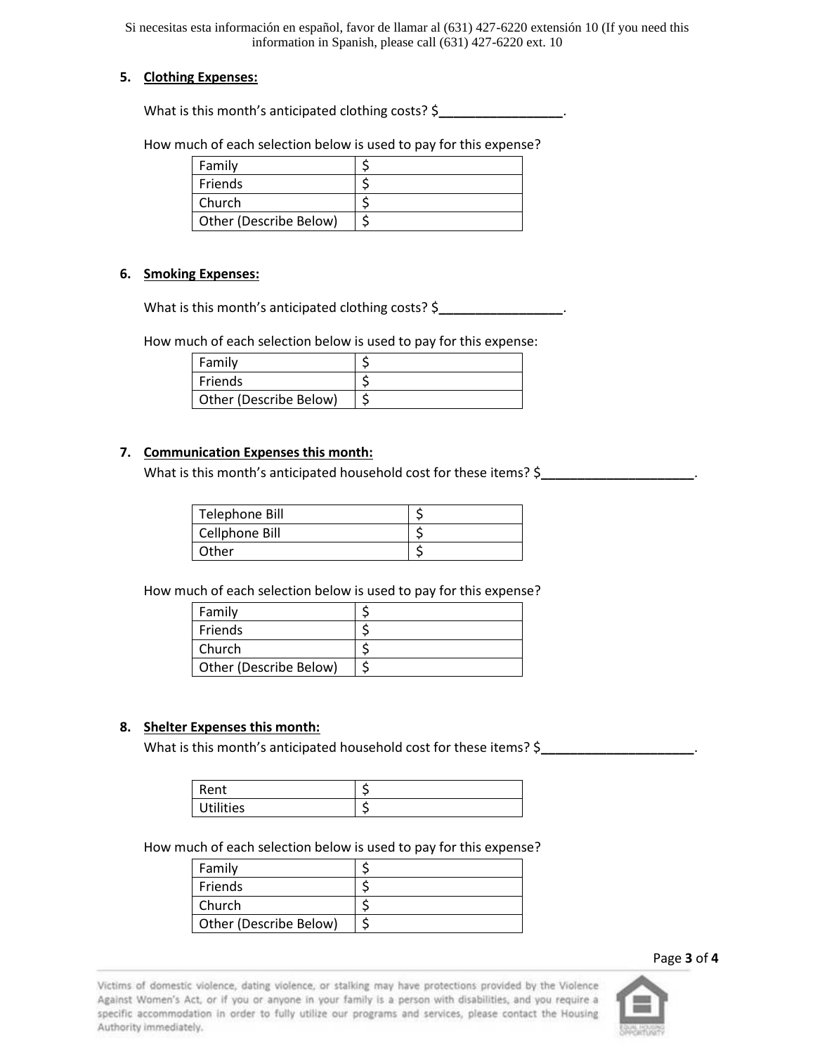Si necesitas esta información en español, favor de llamar al (631) 427-6220 extensión 10 (If you need this information in Spanish, please call (631) 427-6220 ext. 10

5. **Clothing Expenses:**

What is this month's anticipated clothing costs? $_________________.

How much of each selection below is used to pay for this expense?

| | |
|---|---|
| Family | $ |
| Friends | $ |
| Church | $ |
| Other (Describe Below) | $ |

6. **Smoking Expenses:**

What is this month's anticipated clothing costs? $_________________.

How much of each selection below is used to pay for this expense:

| | |
|---|---|
| Family | $ |
| Friends | $ |
| Other (Describe Below) | $ |

7. **Communication Expenses this month:**

What is this month's anticipated household cost for these items? $_____________________.

| | |
|---|---|
| Telephone Bill | $ |
| Cellphone Bill | $ |
| Other | $ |

How much of each selection below is used to pay for this expense?

| | |
|---|---|
| Family | $ |
| Friends | $ |
| Church | $ |
| Other (Describe Below) | $ |

8. **Shelter Expenses this month:**

What is this month's anticipated household cost for these items? $_____________________.

| | |
|---|---|
| Rent | $ |
| Utilities | $ |

How much of each selection below is used to pay for this expense?

| | |
|---|---|
| Family | $ |
| Friends | $ |
| Church | $ |
| Other (Describe Below) | $ |

Victims of domestic violence, dating violence, or stalking may have protections provided by the Violence Against Women's Act, or if you or anyone in your family is a person with disabilities, and you require a specific accommodation in order to fully utilize our programs and services, please contact the Housing Authority immediately.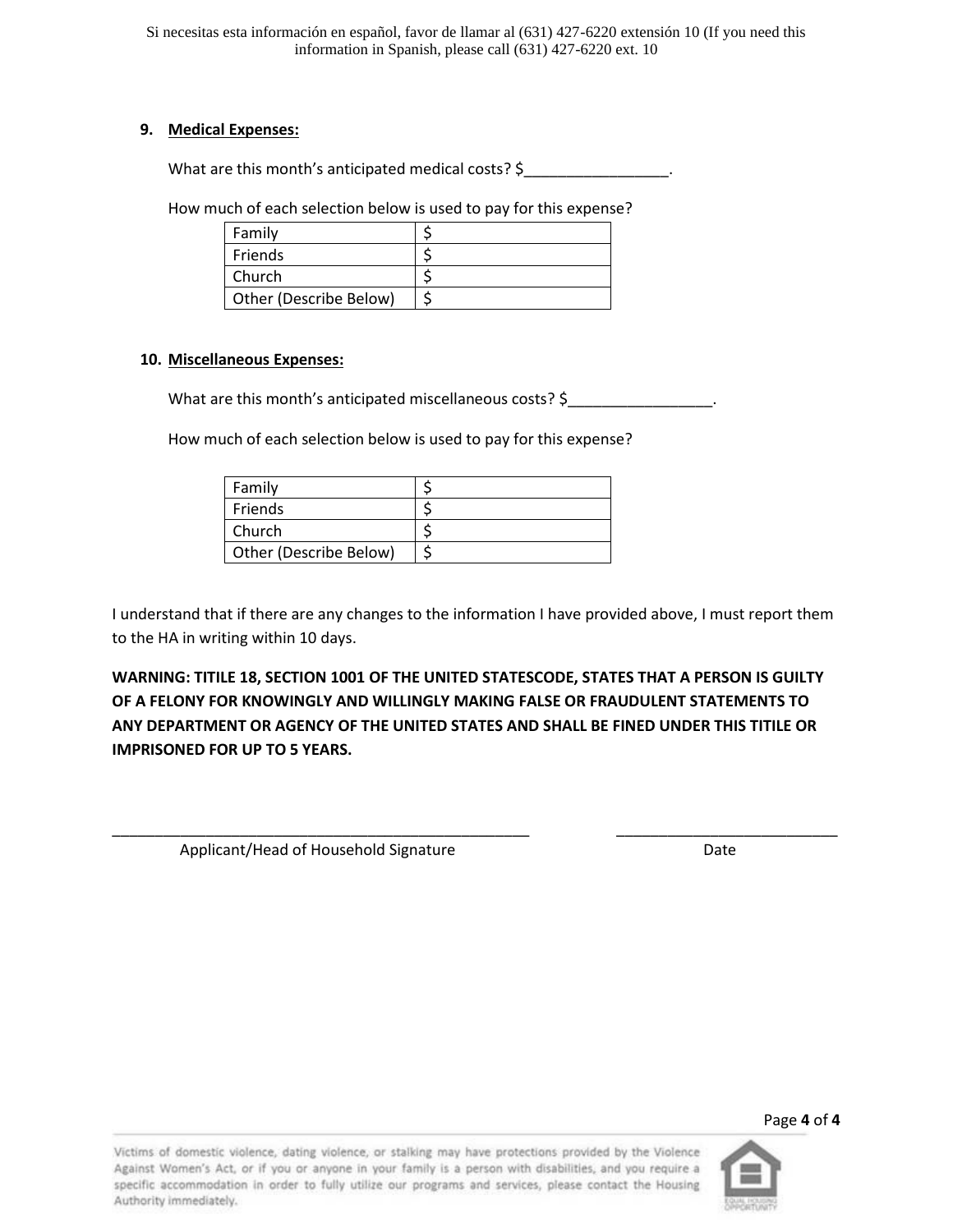Si necesitas esta información en español, favor de llamar al (631) 427-6220 extensión 10 (If you need this information in Spanish, please call (631) 427-6220 ext. 10

9. **Medical Expenses:**

   What are this month's anticipated medical costs? $_________________.

   How much of each selection below is used to pay for this expense?

| | |
|---|---|
| Family | $ |
| Friends | $ |
| Church | $ |
| Other (Describe Below) | $ |

10. **Miscellaneous Expenses:**

    What are this month's anticipated miscellaneous costs? $_________________.

    How much of each selection below is used to pay for this expense?

| | |
|---|---|
| Family | $ |
| Friends | $ |
| Church | $ |
| Other (Describe Below) | $ |

I understand that if there are any changes to the information I have provided above, I must report them to the HA in writing within 10 days.

**WARNING: TITILE 18, SECTION 1001 OF THE UNITED STATESCODE, STATES THAT A PERSON IS GUILTY OF A FELONY FOR KNOWINGLY AND WILLINGLY MAKING FALSE OR FRAUDULENT STATEMENTS TO ANY DEPARTMENT OR AGENCY OF THE UNITED STATES AND SHALL BE FINED UNDER THIS TITILE OR IMPRISONED FOR UP TO 5 YEARS.**

_____________________________________________________ ___________________________

Applicant/Head of Household Signature Date

Victims of domestic violence, dating violence, or stalking may have protections provided by the Violence Against Women's Act, or if you or anyone in your family is a person with disabilities, and you require a specific accommodation in order to fully utilize our programs and services, please contact the Housing Authority immediately.